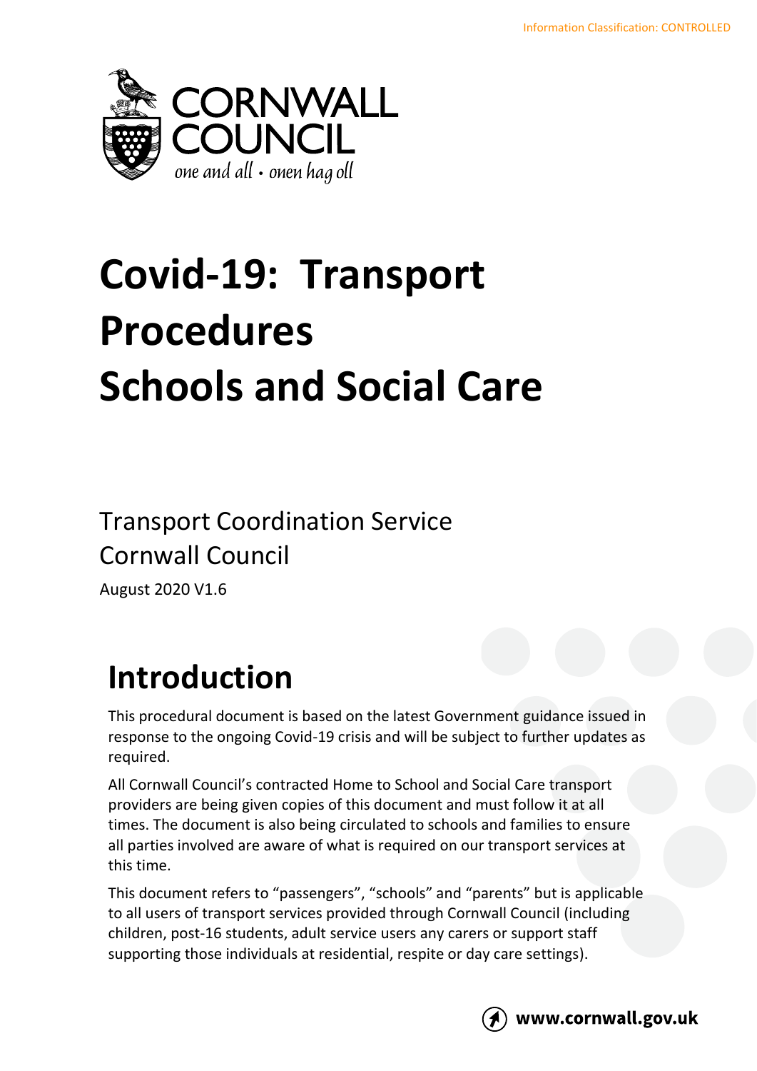Information Classification: CONTROLLED

CORNWALL COUNCIL

*one and all • onen hag oll*

# Covid-19: Transport Procedures Schools and Social Care

Transport Coordination Service

Cornwall Council

August 2020 V1.6

## Introduction

This procedural document is based on the latest Government guidance issued in response to the ongoing Covid-19 crisis and will be subject to further updates as required.

All Cornwall Council's contracted Home to School and Social Care transport providers are being given copies of this document and must follow it at all times. The document is also being circulated to schools and families to ensure all parties involved are aware of what is required on our transport services at this time.

This document refers to "passengers", "schools" and "parents" but is applicable to all users of transport services provided through Cornwall Council (including children, post-16 students, adult service users any carers or support staff supporting those individuals at residential, respite or day care settings).

www.cornwall.gov.uk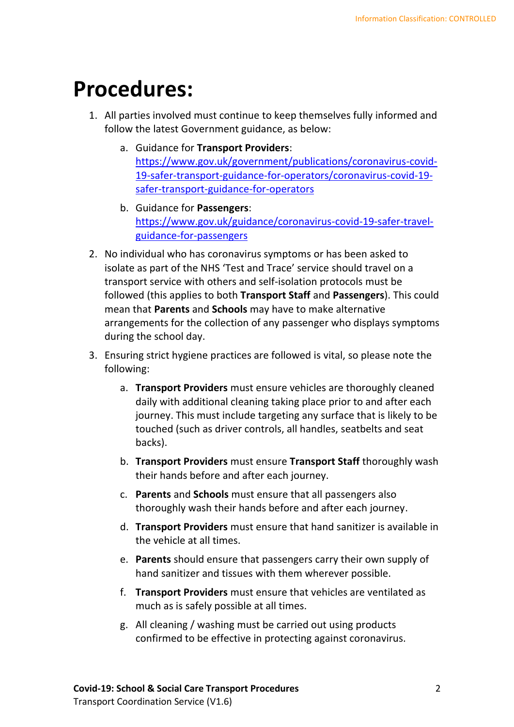# Procedures:

1. All parties involved must continue to keep themselves fully informed and follow the latest Government guidance, as below:

   a. Guidance for **Transport Providers**: [https://www.gov.uk/government/publications/coronavirus-covid-19-safer-transport-guidance-for-operators/coronavirus-covid-19-safer-transport-guidance-for-operators](https://www.gov.uk/government/publications/coronavirus-covid-19-safer-transport-guidance-for-operators/coronavirus-covid-19-safer-transport-guidance-for-operators)

   b. Guidance for **Passengers**: [https://www.gov.uk/guidance/coronavirus-covid-19-safer-travel-guidance-for-passengers](https://www.gov.uk/guidance/coronavirus-covid-19-safer-travel-guidance-for-passengers)

2. No individual who has coronavirus symptoms or has been asked to isolate as part of the NHS 'Test and Trace' service should travel on a transport service with others and self-isolation protocols must be followed (this applies to both **Transport Staff** and **Passengers**). This could mean that **Parents** and **Schools** may have to make alternative arrangements for the collection of any passenger who displays symptoms during the school day.

3. Ensuring strict hygiene practices are followed is vital, so please note the following:

   a. **Transport Providers** must ensure vehicles are thoroughly cleaned daily with additional cleaning taking place prior to and after each journey. This must include targeting any surface that is likely to be touched (such as driver controls, all handles, seatbelts and seat backs).

   b. **Transport Providers** must ensure **Transport Staff** thoroughly wash their hands before and after each journey.

   c. **Parents** and **Schools** must ensure that all passengers also thoroughly wash their hands before and after each journey.

   d. **Transport Providers** must ensure that hand sanitizer is available in the vehicle at all times.

   e. **Parents** should ensure that passengers carry their own supply of hand sanitizer and tissues with them wherever possible.

   f. **Transport Providers** must ensure that vehicles are ventilated as much as is safely possible at all times.

   g. All cleaning / washing must be carried out using products confirmed to be effective in protecting against coronavirus.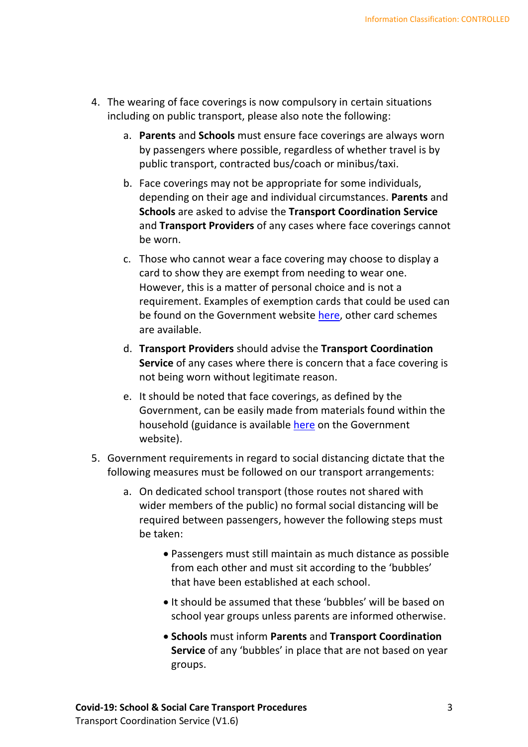4. The wearing of face coverings is now compulsory in certain situations including on public transport, please also note the following:

    a. **Parents** and **Schools** must ensure face coverings are always worn by passengers where possible, regardless of whether travel is by public transport, contracted bus/coach or minibus/taxi.

    b. Face coverings may not be appropriate for some individuals, depending on their age and individual circumstances. **Parents** and **Schools** are asked to advise the **Transport Coordination Service** and **Transport Providers** of any cases where face coverings cannot be worn.

    c. Those who cannot wear a face covering may choose to display a card to show they are exempt from needing to wear one. However, this is a matter of personal choice and is not a requirement. Examples of exemption cards that could be used can be found on the Government website here, other card schemes are available.

    d. **Transport Providers** should advise the **Transport Coordination Service** of any cases where there is concern that a face covering is not being worn without legitimate reason.

    e. It should be noted that face coverings, as defined by the Government, can be easily made from materials found within the household (guidance is available here on the Government website).

5. Government requirements in regard to social distancing dictate that the following measures must be followed on our transport arrangements:

    a. On dedicated school transport (those routes not shared with wider members of the public) no formal social distancing will be required between passengers, however the following steps must be taken:

        - Passengers must still maintain as much distance as possible from each other and must sit according to the 'bubbles' that have been established at each school.
        - It should be assumed that these 'bubbles' will be based on school year groups unless parents are informed otherwise.
        - **Schools** must inform **Parents** and **Transport Coordination Service** of any 'bubbles' in place that are not based on year groups.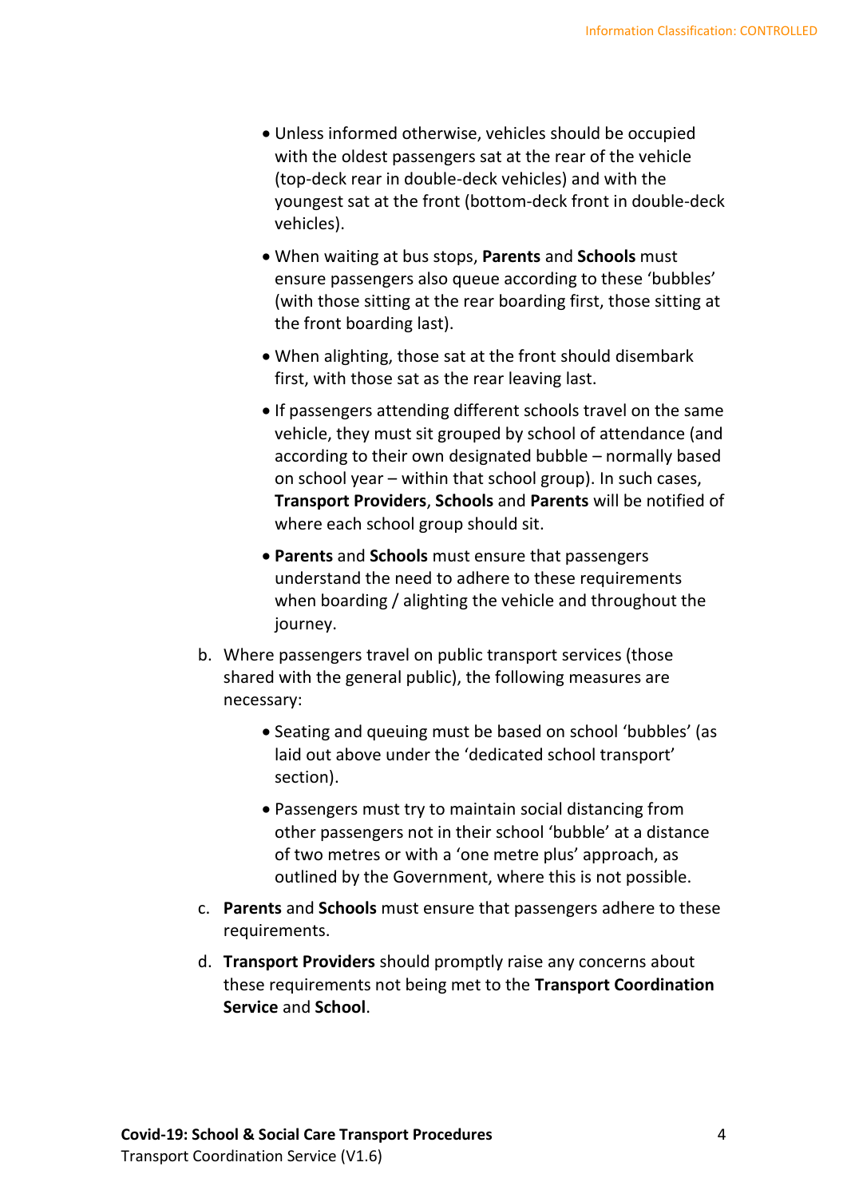- Unless informed otherwise, vehicles should be occupied with the oldest passengers sat at the rear of the vehicle (top-deck rear in double-deck vehicles) and with the youngest sat at the front (bottom-deck front in double-deck vehicles).

- When waiting at bus stops, **Parents** and **Schools** must ensure passengers also queue according to these 'bubbles' (with those sitting at the rear boarding first, those sitting at the front boarding last).

- When alighting, those sat at the front should disembark first, with those sat as the rear leaving last.

- If passengers attending different schools travel on the same vehicle, they must sit grouped by school of attendance (and according to their own designated bubble – normally based on school year – within that school group). In such cases, **Transport Providers**, **Schools** and **Parents** will be notified of where each school group should sit.

- **Parents** and **Schools** must ensure that passengers understand the need to adhere to these requirements when boarding / alighting the vehicle and throughout the journey.

b. Where passengers travel on public transport services (those shared with the general public), the following measures are necessary:

  - Seating and queuing must be based on school 'bubbles' (as laid out above under the 'dedicated school transport' section).

  - Passengers must try to maintain social distancing from other passengers not in their school 'bubble' at a distance of two metres or with a 'one metre plus' approach, as outlined by the Government, where this is not possible.

c. **Parents** and **Schools** must ensure that passengers adhere to these requirements.

d. **Transport Providers** should promptly raise any concerns about these requirements not being met to the **Transport Coordination Service** and **School**.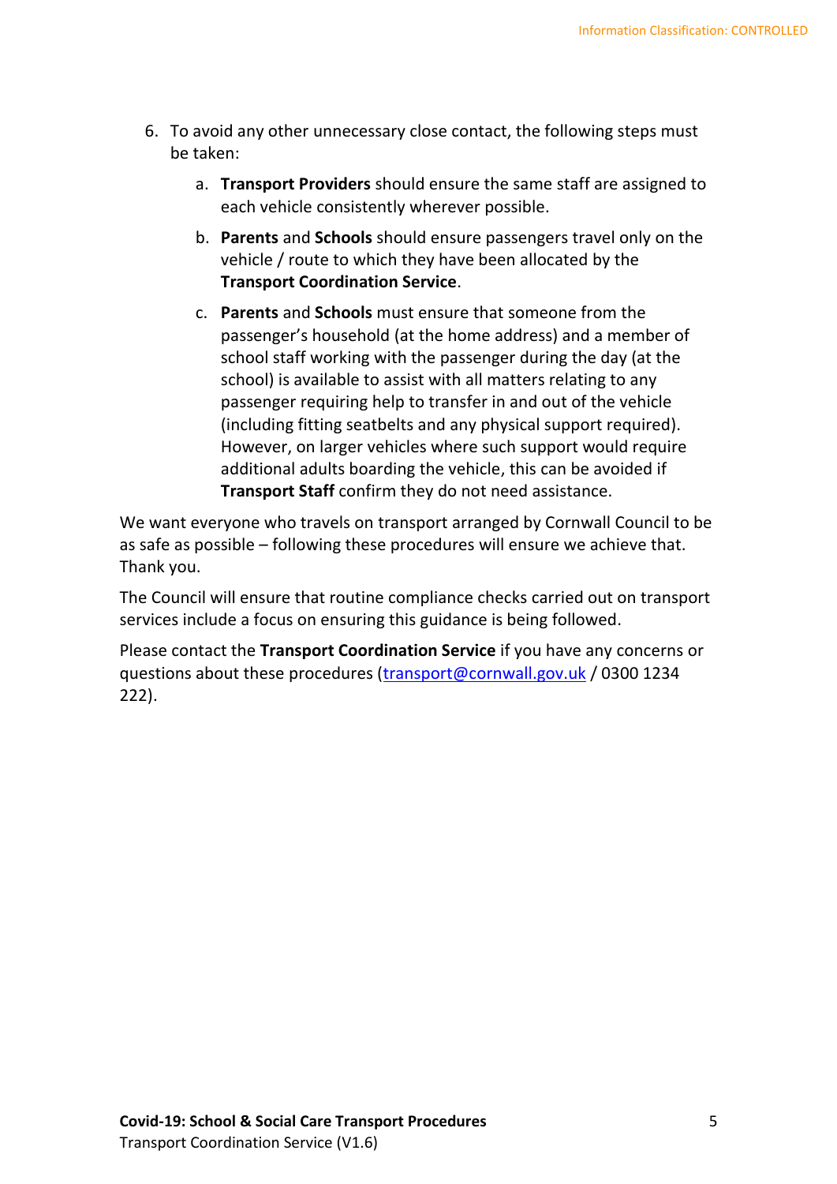6. To avoid any other unnecessary close contact, the following steps must be taken:
    a. **Transport Providers** should ensure the same staff are assigned to each vehicle consistently wherever possible.
    b. **Parents** and **Schools** should ensure passengers travel only on the vehicle / route to which they have been allocated by the **Transport Coordination Service**.
    c. **Parents** and **Schools** must ensure that someone from the passenger's household (at the home address) and a member of school staff working with the passenger during the day (at the school) is available to assist with all matters relating to any passenger requiring help to transfer in and out of the vehicle (including fitting seatbelts and any physical support required). However, on larger vehicles where such support would require additional adults boarding the vehicle, this can be avoided if **Transport Staff** confirm they do not need assistance.

We want everyone who travels on transport arranged by Cornwall Council to be as safe as possible – following these procedures will ensure we achieve that. Thank you.

The Council will ensure that routine compliance checks carried out on transport services include a focus on ensuring this guidance is being followed.

Please contact the **Transport Coordination Service** if you have any concerns or questions about these procedures (transport@cornwall.gov.uk / 0300 1234 222).